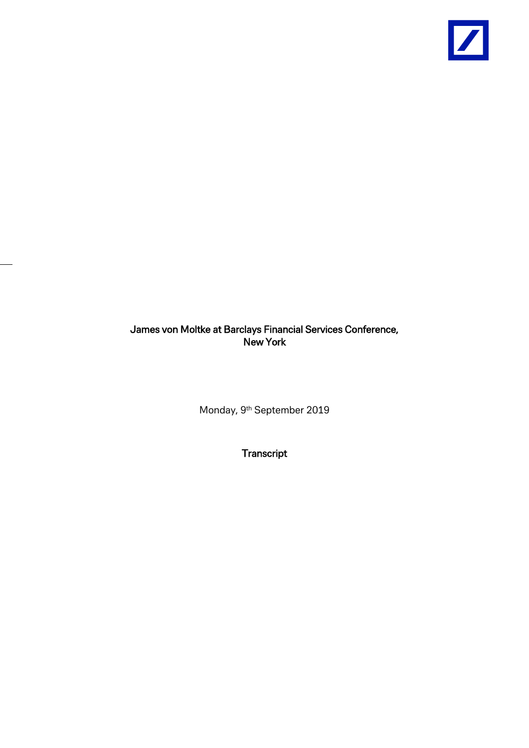# James von Moltke at Barclays Financial Services Conference, New York

Monday, 9th September 2019

## Transcript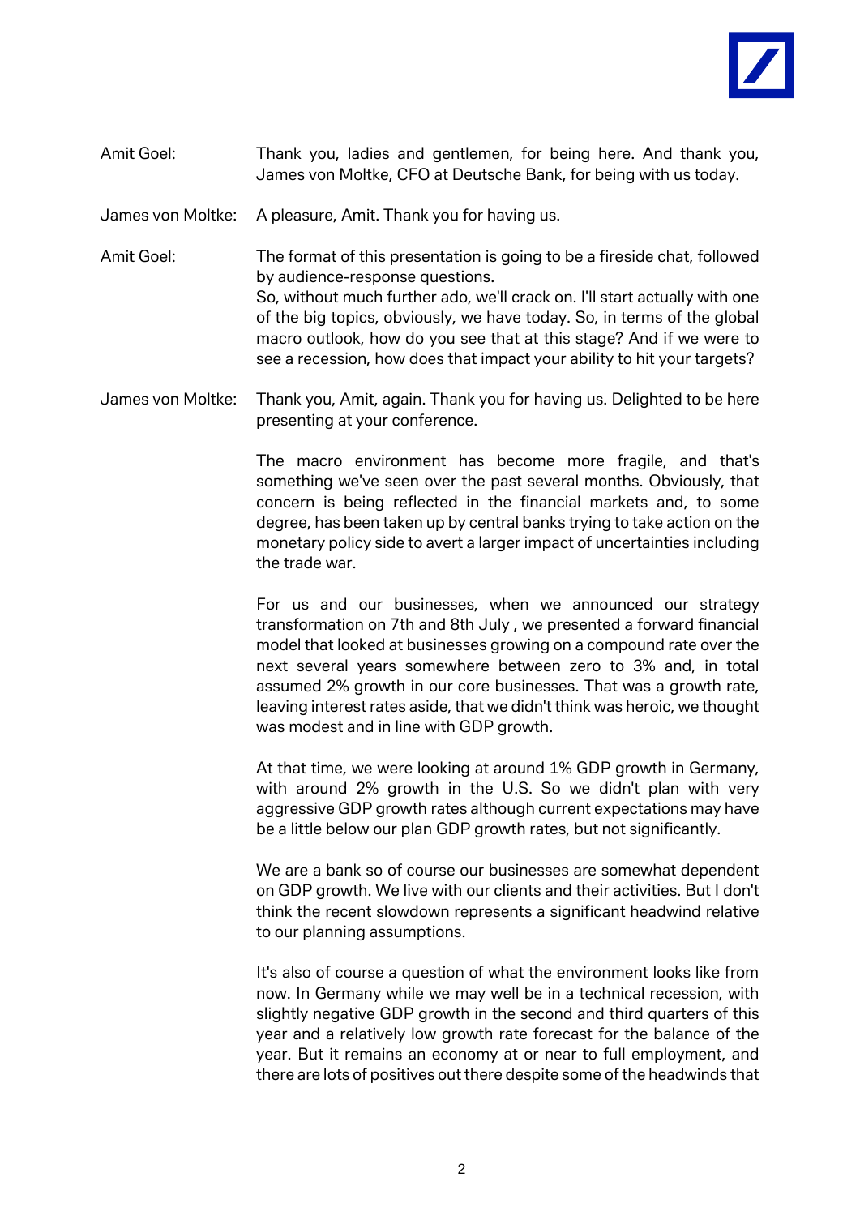Amit Goel: Thank you, ladies and gentlemen, for being here. And thank you, James von Moltke, CFO at Deutsche Bank, for being with us today.

James von Moltke: A pleasure, Amit. Thank you for having us.

Amit Goel: The format of this presentation is going to be a fireside chat, followed by audience-response questions.
So, without much further ado, we'll crack on. I'll start actually with one of the big topics, obviously, we have today. So, in terms of the global macro outlook, how do you see that at this stage? And if we were to see a recession, how does that impact your ability to hit your targets?

James von Moltke: Thank you, Amit, again. Thank you for having us. Delighted to be here presenting at your conference.

The macro environment has become more fragile, and that's something we've seen over the past several months. Obviously, that concern is being reflected in the financial markets and, to some degree, has been taken up by central banks trying to take action on the monetary policy side to avert a larger impact of uncertainties including the trade war.

For us and our businesses, when we announced our strategy transformation on 7th and 8th July , we presented a forward financial model that looked at businesses growing on a compound rate over the next several years somewhere between zero to 3% and, in total assumed 2% growth in our core businesses. That was a growth rate, leaving interest rates aside, that we didn't think was heroic, we thought was modest and in line with GDP growth.

At that time, we were looking at around 1% GDP growth in Germany, with around 2% growth in the U.S. So we didn't plan with very aggressive GDP growth rates although current expectations may have be a little below our plan GDP growth rates, but not significantly.

We are a bank so of course our businesses are somewhat dependent on GDP growth. We live with our clients and their activities. But I don't think the recent slowdown represents a significant headwind relative to our planning assumptions.

It's also of course a question of what the environment looks like from now. In Germany while we may well be in a technical recession, with slightly negative GDP growth in the second and third quarters of this year and a relatively low growth rate forecast for the balance of the year. But it remains an economy at or near to full employment, and there are lots of positives out there despite some of the headwinds that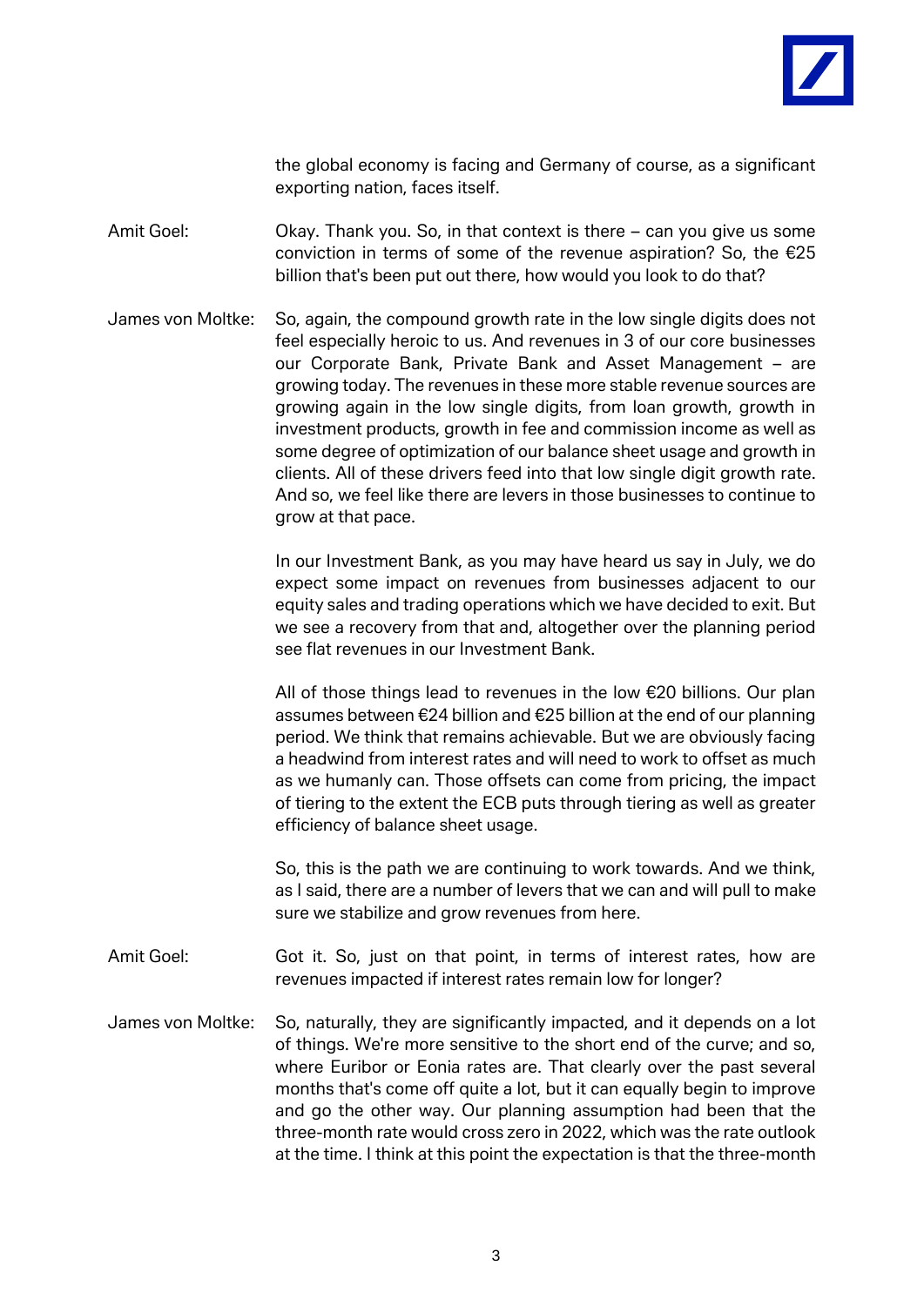the global economy is facing and Germany of course, as a significant exporting nation, faces itself.

Amit Goel: Okay. Thank you. So, in that context is there – can you give us some conviction in terms of some of the revenue aspiration? So, the €25 billion that's been put out there, how would you look to do that?

James von Moltke: So, again, the compound growth rate in the low single digits does not feel especially heroic to us. And revenues in 3 of our core businesses our Corporate Bank, Private Bank and Asset Management – are growing today. The revenues in these more stable revenue sources are growing again in the low single digits, from loan growth, growth in investment products, growth in fee and commission income as well as some degree of optimization of our balance sheet usage and growth in clients. All of these drivers feed into that low single digit growth rate. And so, we feel like there are levers in those businesses to continue to grow at that pace.

In our Investment Bank, as you may have heard us say in July, we do expect some impact on revenues from businesses adjacent to our equity sales and trading operations which we have decided to exit. But we see a recovery from that and, altogether over the planning period see flat revenues in our Investment Bank.

All of those things lead to revenues in the low €20 billions. Our plan assumes between €24 billion and €25 billion at the end of our planning period. We think that remains achievable. But we are obviously facing a headwind from interest rates and will need to work to offset as much as we humanly can. Those offsets can come from pricing, the impact of tiering to the extent the ECB puts through tiering as well as greater efficiency of balance sheet usage.

So, this is the path we are continuing to work towards. And we think, as I said, there are a number of levers that we can and will pull to make sure we stabilize and grow revenues from here.

Amit Goel: Got it. So, just on that point, in terms of interest rates, how are revenues impacted if interest rates remain low for longer?

James von Moltke: So, naturally, they are significantly impacted, and it depends on a lot of things. We're more sensitive to the short end of the curve; and so, where Euribor or Eonia rates are. That clearly over the past several months that's come off quite a lot, but it can equally begin to improve and go the other way. Our planning assumption had been that the three-month rate would cross zero in 2022, which was the rate outlook at the time. I think at this point the expectation is that the three-month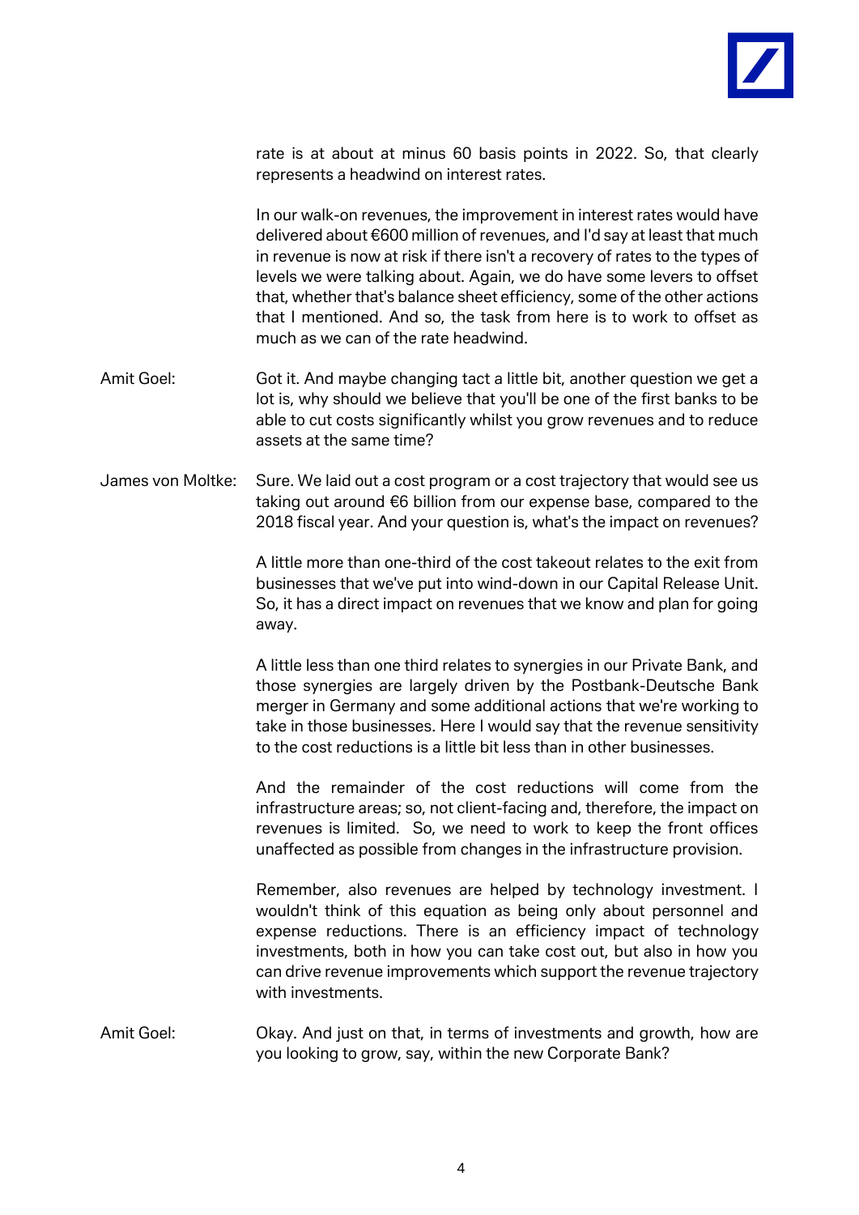rate is at about at minus 60 basis points in 2022. So, that clearly represents a headwind on interest rates.

In our walk-on revenues, the improvement in interest rates would have delivered about €600 million of revenues, and I'd say at least that much in revenue is now at risk if there isn't a recovery of rates to the types of levels we were talking about. Again, we do have some levers to offset that, whether that's balance sheet efficiency, some of the other actions that I mentioned. And so, the task from here is to work to offset as much as we can of the rate headwind.

Amit Goel: Got it. And maybe changing tact a little bit, another question we get a lot is, why should we believe that you'll be one of the first banks to be able to cut costs significantly whilst you grow revenues and to reduce assets at the same time?

James von Moltke: Sure. We laid out a cost program or a cost trajectory that would see us taking out around €6 billion from our expense base, compared to the 2018 fiscal year. And your question is, what's the impact on revenues?

A little more than one-third of the cost takeout relates to the exit from businesses that we've put into wind-down in our Capital Release Unit. So, it has a direct impact on revenues that we know and plan for going away.

A little less than one third relates to synergies in our Private Bank, and those synergies are largely driven by the Postbank-Deutsche Bank merger in Germany and some additional actions that we're working to take in those businesses. Here I would say that the revenue sensitivity to the cost reductions is a little bit less than in other businesses.

And the remainder of the cost reductions will come from the infrastructure areas; so, not client-facing and, therefore, the impact on revenues is limited. So, we need to work to keep the front offices unaffected as possible from changes in the infrastructure provision.

Remember, also revenues are helped by technology investment. I wouldn't think of this equation as being only about personnel and expense reductions. There is an efficiency impact of technology investments, both in how you can take cost out, but also in how you can drive revenue improvements which support the revenue trajectory with investments.

Amit Goel: Okay. And just on that, in terms of investments and growth, how are you looking to grow, say, within the new Corporate Bank?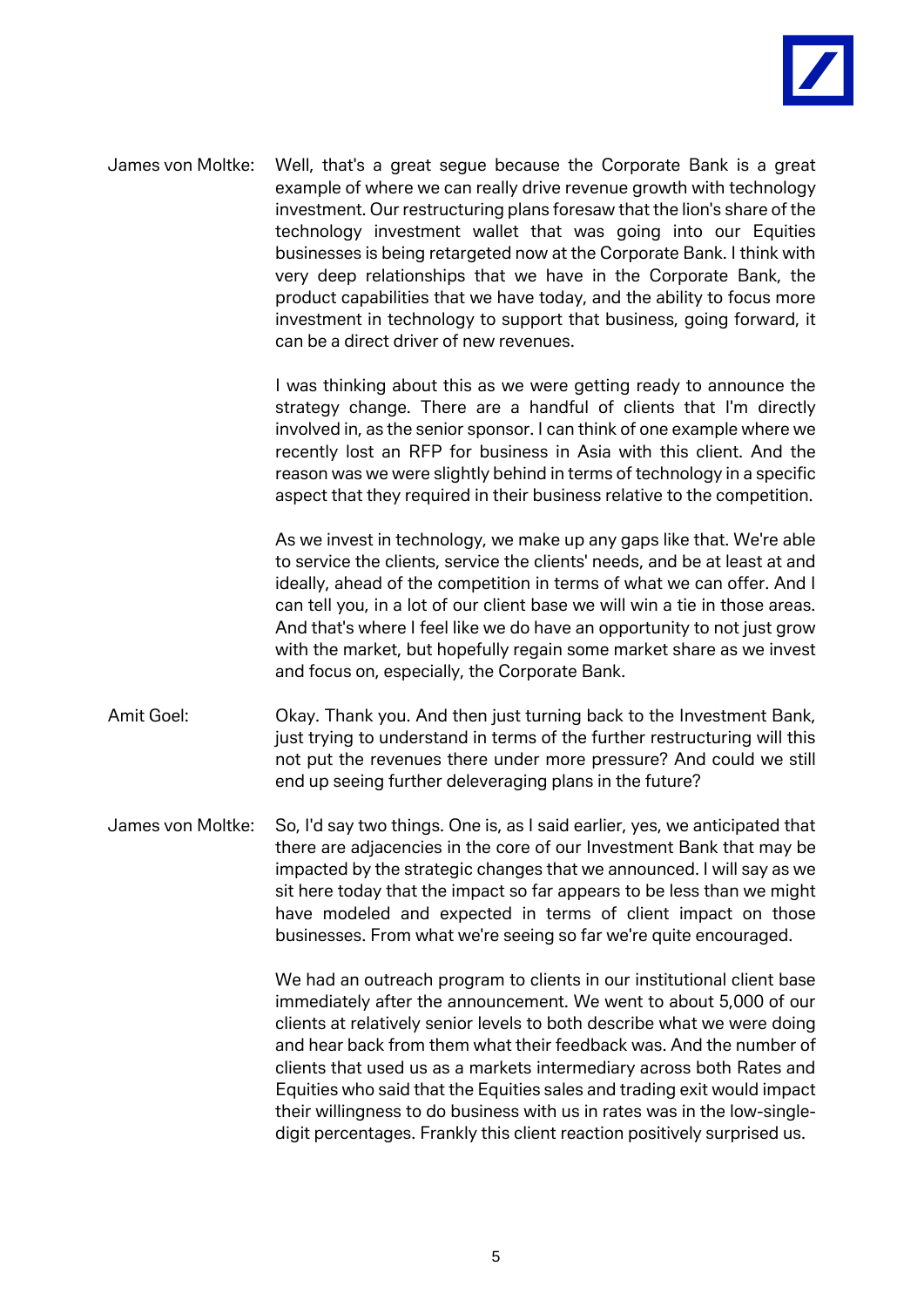James von Moltke: Well, that's a great segue because the Corporate Bank is a great example of where we can really drive revenue growth with technology investment. Our restructuring plans foresaw that the lion's share of the technology investment wallet that was going into our Equities businesses is being retargeted now at the Corporate Bank. I think with very deep relationships that we have today in the Corporate Bank, the product capabilities that we have today, and the ability to focus more investment in technology to support that business, going forward, it can be a direct driver of new revenues.

I was thinking about this as we were getting ready to announce the strategy change. There are a handful of clients that I'm directly involved in, as the senior sponsor. I can think of one example where we recently lost an RFP for business in Asia with this client. And the reason was we were slightly behind in terms of technology in a specific aspect that they required in their business relative to the competition.

As we invest in technology, we make up any gaps like that. We're able to service the clients, service the clients' needs, and be at least at and ideally, ahead of the competition in terms of what we can offer. And I can tell you, in a lot of our client base we will win a tie in those areas. And that's where I feel like we do have an opportunity to not just grow with the market, but hopefully regain some market share as we invest and focus on, especially, the Corporate Bank.

Amit Goel: Okay. Thank you. And then just turning back to the Investment Bank, just trying to understand in terms of the further restructuring will this not put the revenues there under more pressure? And could we still end up seeing further deleveraging plans in the future?

James von Moltke: So, I'd say two things. One is, as I said earlier, yes, we anticipated that there are adjacencies in the core of our Investment Bank that may be impacted by the strategic changes that we announced. I will say as we sit here today that the impact so far appears to be less than we might have modeled and expected in terms of client impact on those businesses. From what we're seeing so far we're quite encouraged.

We had an outreach program to clients in our institutional client base immediately after the announcement. We went to about 5,000 of our clients at relatively senior levels to both describe what we were doing and hear back from them what their feedback was. And the number of clients that used us as a markets intermediary across both Rates and Equities who said that the Equities sales and trading exit would impact their willingness to do business with us in rates was in the low-single-digit percentages. Frankly this client reaction positively surprised us.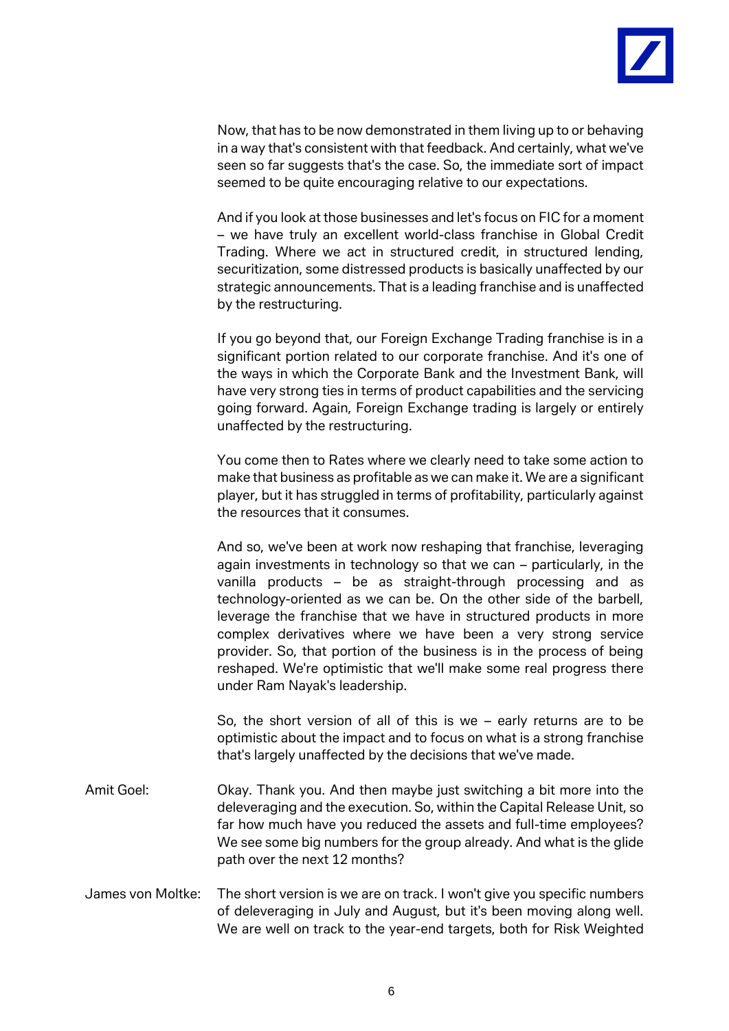Now, that has to be now demonstrated in them living up to or behaving in a way that's consistent with that feedback. And certainly, what we've seen so far suggests that's the case. So, the immediate sort of impact seemed to be quite encouraging relative to our expectations.

And if you look at those businesses and let's focus on FIC for a moment – we have truly an excellent world-class franchise in Global Credit Trading. Where we act in structured credit, in structured lending, securitization, some distressed products is basically unaffected by our strategic announcements. That is a leading franchise and is unaffected by the restructuring.

If you go beyond that, our Foreign Exchange Trading franchise is in a significant portion related to our corporate franchise. And it's one of the ways in which the Corporate Bank and the Investment Bank, will have very strong ties in terms of product capabilities and the servicing going forward. Again, Foreign Exchange trading is largely or entirely unaffected by the restructuring.

You come then to Rates where we clearly need to take some action to make that business as profitable as we can make it. We are a significant player, but it has struggled in terms of profitability, particularly against the resources that it consumes.

And so, we've been at work now reshaping that franchise, leveraging again investments in technology so that we can – particularly, in the vanilla products – be as straight-through processing and as technology-oriented as we can be. On the other side of the barbell, leverage the franchise that we have in structured products in more complex derivatives where we have been a very strong service provider. So, that portion of the business is in the process of being reshaped. We're optimistic that we'll make some real progress there under Ram Nayak's leadership.

So, the short version of all of this is we – early returns are to be optimistic about the impact and to focus on what is a strong franchise that's largely unaffected by the decisions that we've made.

Amit Goel: Okay. Thank you. And then maybe just switching a bit more into the deleveraging and the execution. So, within the Capital Release Unit, so far how much have you reduced the assets and full-time employees? We see some big numbers for the group already. And what is the glide path over the next 12 months?

James von Moltke: The short version is we are on track. I won't give you specific numbers of deleveraging in July and August, but it's been moving along well. We are well on track to the year-end targets, both for Risk Weighted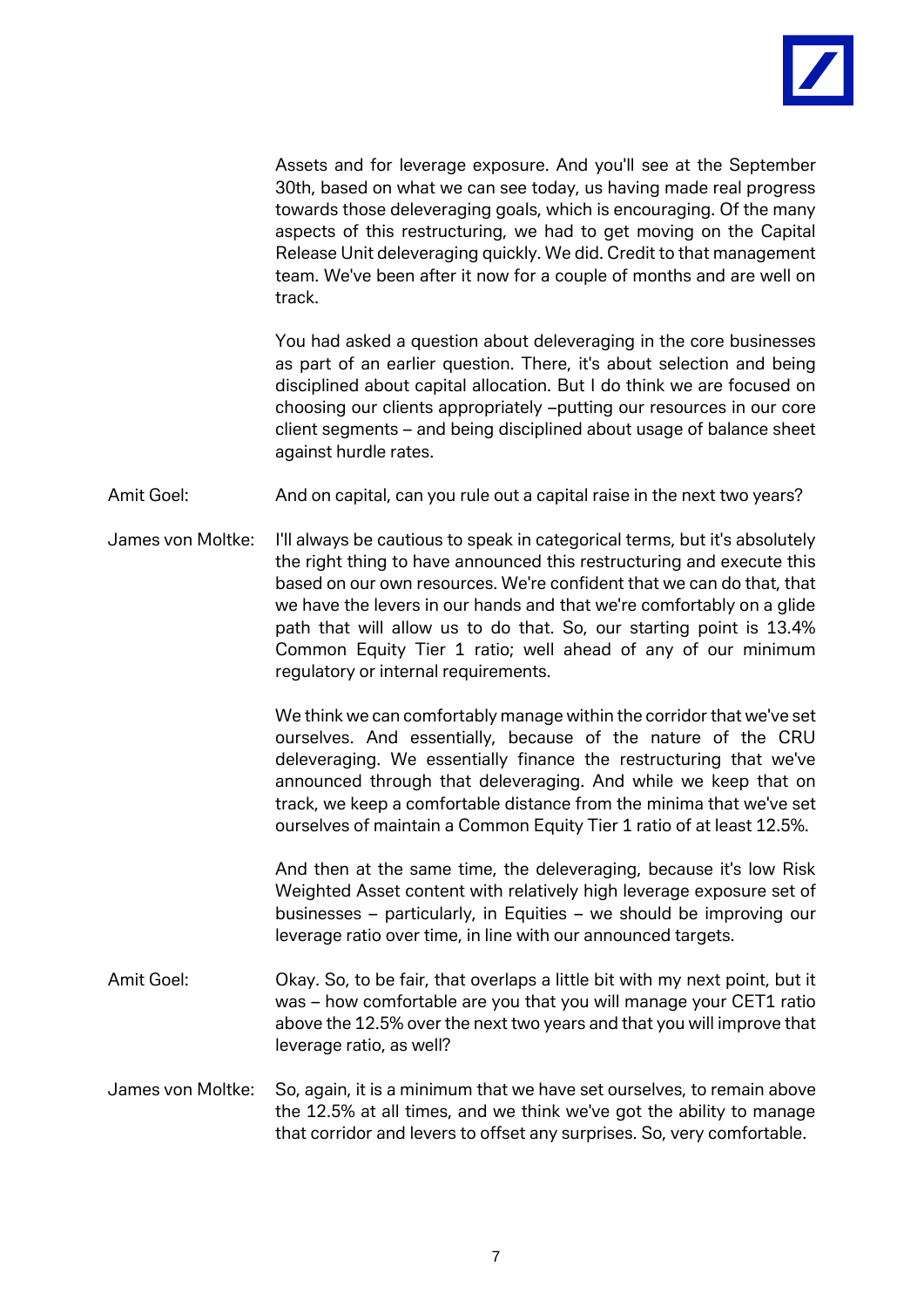Assets and for leverage exposure. And you'll see at the September 30th, based on what we can see today, us having made real progress towards those deleveraging goals, which is encouraging. Of the many aspects of this restructuring, we had to get moving on the Capital Release Unit deleveraging quickly. We did. Credit to that management team. We've been after it now for a couple of months and are well on track.

You had asked a question about deleveraging in the core businesses as part of an earlier question. There, it's about selection and being disciplined about capital allocation. But I do think we are focused on choosing our clients appropriately –putting our resources in our core client segments – and being disciplined about usage of balance sheet against hurdle rates.

**Amit Goel:** And on capital, can you rule out a capital raise in the next two years?

**James von Moltke:** I'll always be cautious to speak in categorical terms, but it's absolutely the right thing to have announced this restructuring and execute this based on our own resources. We're confident that we can do that, that we have the levers in our hands and that we're comfortably on a glide path that will allow us to do that. So, our starting point is 13.4% Common Equity Tier 1 ratio; well ahead of any of our minimum regulatory or internal requirements.

We think we can comfortably manage within the corridor that we've set ourselves. And essentially, because of the nature of the CRU deleveraging. We essentially finance the restructuring that we've announced through that deleveraging. And while we keep that on track, we keep a comfortable distance from the minima that we've set ourselves of maintain a Common Equity Tier 1 ratio of at least 12.5%.

And then at the same time, the deleveraging, because it's low Risk Weighted Asset content with relatively high leverage exposure set of businesses – particularly, in Equities – we should be improving our leverage ratio over time, in line with our announced targets.

**Amit Goel:** Okay. So, to be fair, that overlaps a little bit with my next point, but it was – how comfortable are you that you will manage your CET1 ratio above the 12.5% over the next two years and that you will improve that leverage ratio, as well?

**James von Moltke:** So, again, it is a minimum that we have set ourselves, to remain above the 12.5% at all times, and we think we've got the ability to manage that corridor and levers to offset any surprises. So, very comfortable.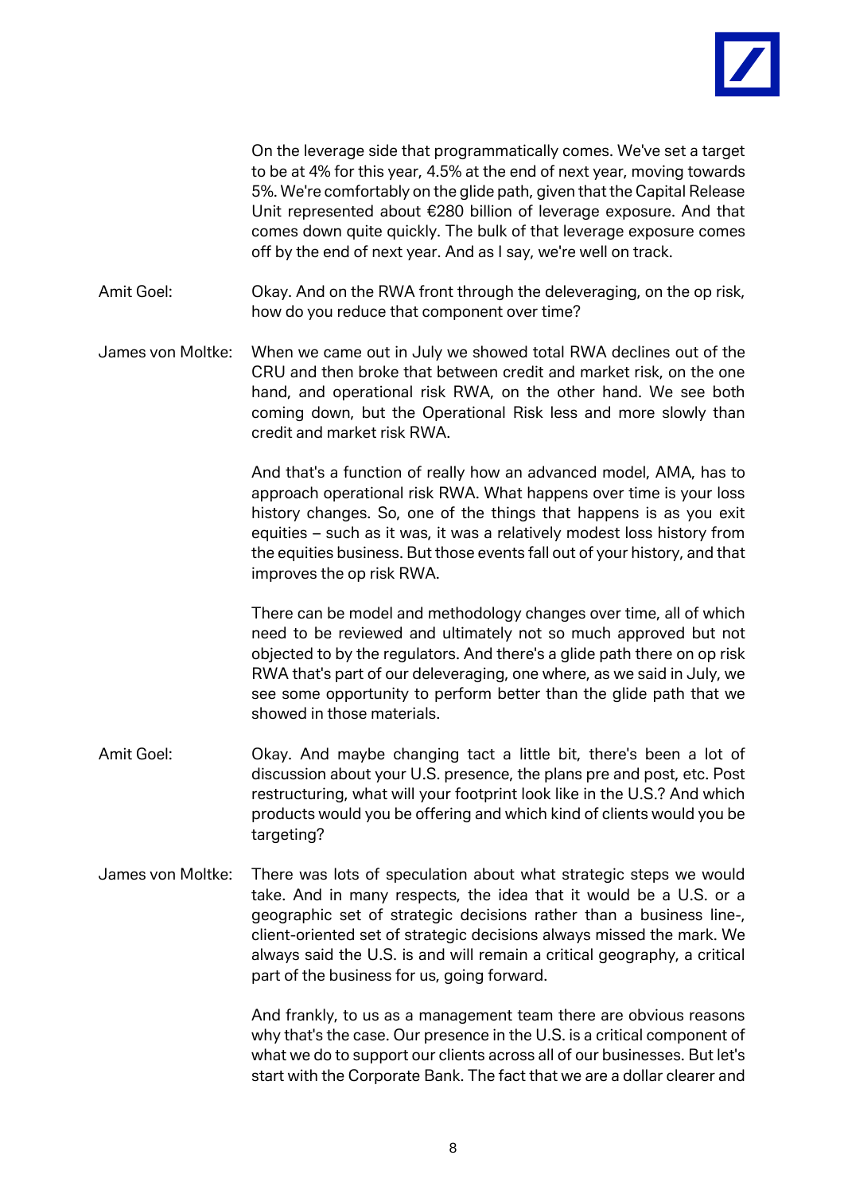On the leverage side that programmatically comes. We've set a target to be at 4% for this year, 4.5% at the end of next year, moving towards 5%. We're comfortably on the glide path, given that the Capital Release Unit represented about €280 billion of leverage exposure. And that comes down quite quickly. The bulk of that leverage exposure comes off by the end of next year. And as I say, we're well on track.

**Amit Goel:** Okay. And on the RWA front through the deleveraging, on the op risk, how do you reduce that component over time?

**James von Moltke:** When we came out in July we showed total RWA declines out of the CRU and then broke that between credit and market risk, on the one hand, and operational risk RWA, on the other hand. We see both coming down, but the Operational Risk less and more slowly than credit and market risk RWA.

And that's a function of really how an advanced model, AMA, has to approach operational risk RWA. What happens over time is your loss history changes. So, one of the things that happens is as you exit equities – such as it was, it was a relatively modest loss history from the equities business. But those events fall out of your history, and that improves the op risk RWA.

There can be model and methodology changes over time, all of which need to be reviewed and ultimately not so much approved but not objected to by the regulators. And there's a glide path there on op risk RWA that's part of our deleveraging, one where, as we said in July, we see some opportunity to perform better than the glide path that we showed in those materials.

**Amit Goel:** Okay. And maybe changing tact a little bit, there's been a lot of discussion about your U.S. presence, the plans pre and post, etc. Post restructuring, what will your footprint look like in the U.S.? And which products would you be offering and which kind of clients would you be targeting?

**James von Moltke:** There was lots of speculation about what strategic steps we would take. And in many respects, the idea that it would be a U.S. or a geographic set of strategic decisions rather than a business line-, client-oriented set of strategic decisions always missed the mark. We always said the U.S. is and will remain a critical geography, a critical part of the business for us, going forward.

And frankly, to us as a management team there are obvious reasons why that's the case. Our presence in the U.S. is a critical component of what we do to support our clients across all of our businesses. But let's start with the Corporate Bank. The fact that we are a dollar clearer and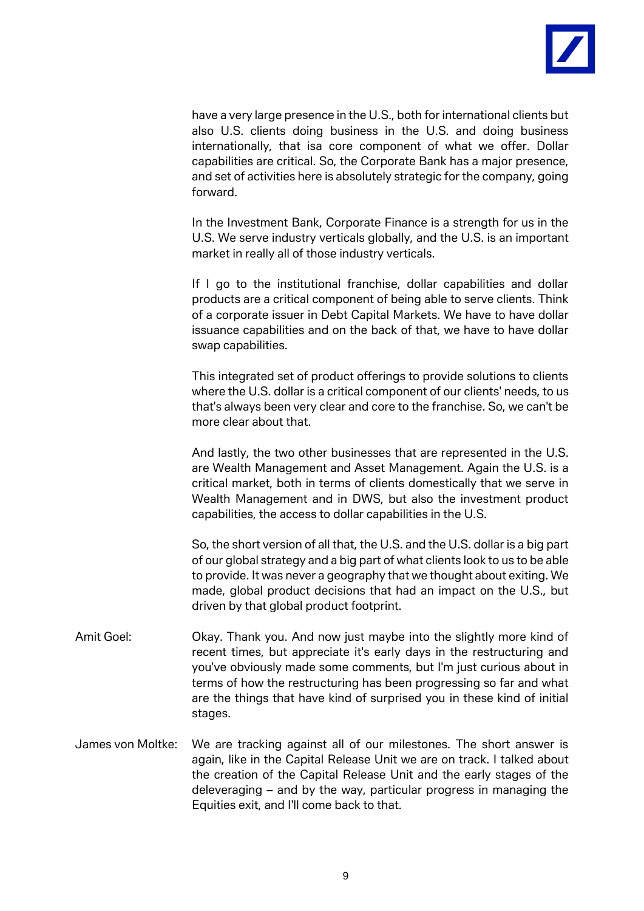have a very large presence in the U.S., both for international clients but also U.S. clients doing business in the U.S. and doing business internationally, that isa core component of what we offer. Dollar capabilities are critical. So, the Corporate Bank has a major presence, and set of activities here is absolutely strategic for the company, going forward.

In the Investment Bank, Corporate Finance is a strength for us in the U.S. We serve industry verticals globally, and the U.S. is an important market in really all of those industry verticals.

If I go to the institutional franchise, dollar capabilities and dollar products are a critical component of being able to serve clients. Think of a corporate issuer in Debt Capital Markets. We have to have dollar issuance capabilities and on the back of that, we have to have dollar swap capabilities.

This integrated set of product offerings to provide solutions to clients where the U.S. dollar is a critical component of our clients' needs, to us that's always been very clear and core to the franchise. So, we can't be more clear about that.

And lastly, the two other businesses that are represented in the U.S. are Wealth Management and Asset Management. Again the U.S. is a critical market, both in terms of clients domestically that we serve in Wealth Management and in DWS, but also the investment product capabilities, the access to dollar capabilities in the U.S.

So, the short version of all that, the U.S. and the U.S. dollar is a big part of our global strategy and a big part of what clients look to us to be able to provide. It was never a geography that we thought about exiting. We made, global product decisions that had an impact on the U.S., but driven by that global product footprint.

Amit Goel: Okay. Thank you. And now just maybe into the slightly more kind of recent times, but appreciate it's early days in the restructuring and you've obviously made some comments, but I'm just curious about in terms of how the restructuring has been progressing so far and what are the things that have kind of surprised you in these kind of initial stages.

James von Moltke: We are tracking against all of our milestones. The short answer is again, like in the Capital Release Unit we are on track. I talked about the creation of the Capital Release Unit and the early stages of the deleveraging – and by the way, particular progress in managing the Equities exit, and I'll come back to that.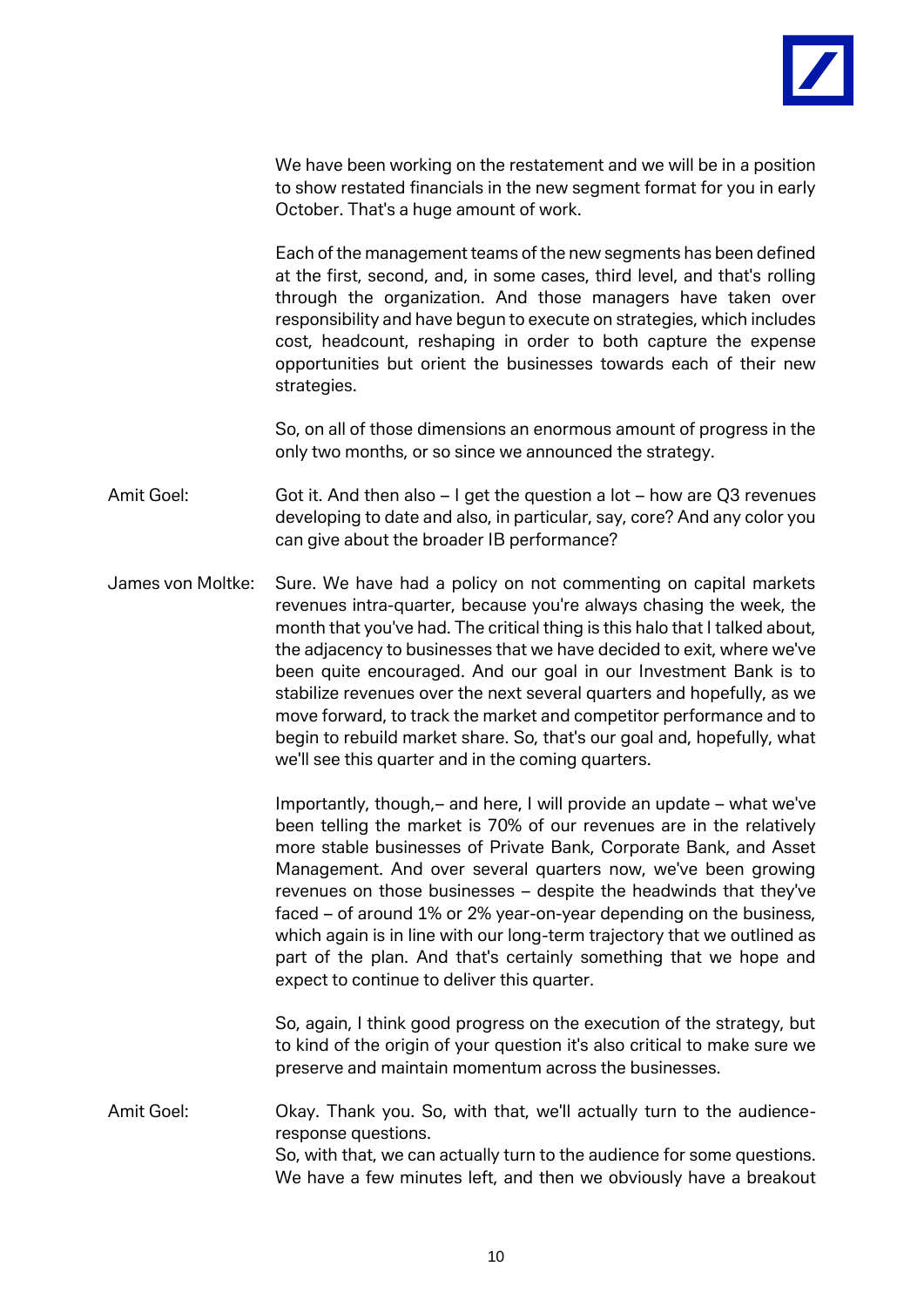We have been working on the restatement and we will be in a position to show restated financials in the new segment format for you in early October. That's a huge amount of work.

Each of the management teams of the new segments has been defined at the first, second, and, in some cases, third level, and that's rolling through the organization. And those managers have taken over responsibility and have begun to execute on strategies, which includes cost, headcount, reshaping in order to both capture the expense opportunities but orient the businesses towards each of their new strategies.

So, on all of those dimensions an enormous amount of progress in the only two months, or so since we announced the strategy.

Amit Goel: Got it. And then also – I get the question a lot – how are Q3 revenues developing to date and also, in particular, say, core? And any color you can give about the broader IB performance?

James von Moltke: Sure. We have had a policy on not commenting on capital markets revenues intra-quarter, because you're always chasing the week, the month that you've had. The critical thing is this halo that I talked about, the adjacency to businesses that we have decided to exit, where we've been quite encouraged. And our goal in our Investment Bank is to stabilize revenues over the next several quarters and hopefully, as we move forward, to track the market and competitor performance and to begin to rebuild market share. So, that's our goal and, hopefully, what we'll see this quarter and in the coming quarters.

Importantly, though,– and here, I will provide an update – what we've been telling the market is 70% of our revenues are in the relatively more stable businesses of Private Bank, Corporate Bank, and Asset Management. And over several quarters now, we've been growing revenues on those businesses – despite the headwinds that they've faced – of around 1% or 2% year-on-year depending on the business, which again is in line with our long-term trajectory that we outlined as part of the plan. And that's certainly something that we hope and expect to continue to deliver this quarter.

So, again, I think good progress on the execution of the strategy, but to kind of the origin of your question it's also critical to make sure we preserve and maintain momentum across the businesses.

Amit Goel: Okay. Thank you. So, with that, we'll actually turn to the audience-response questions.
So, with that, we can actually turn to the audience for some questions. We have a few minutes left, and then we obviously have a breakout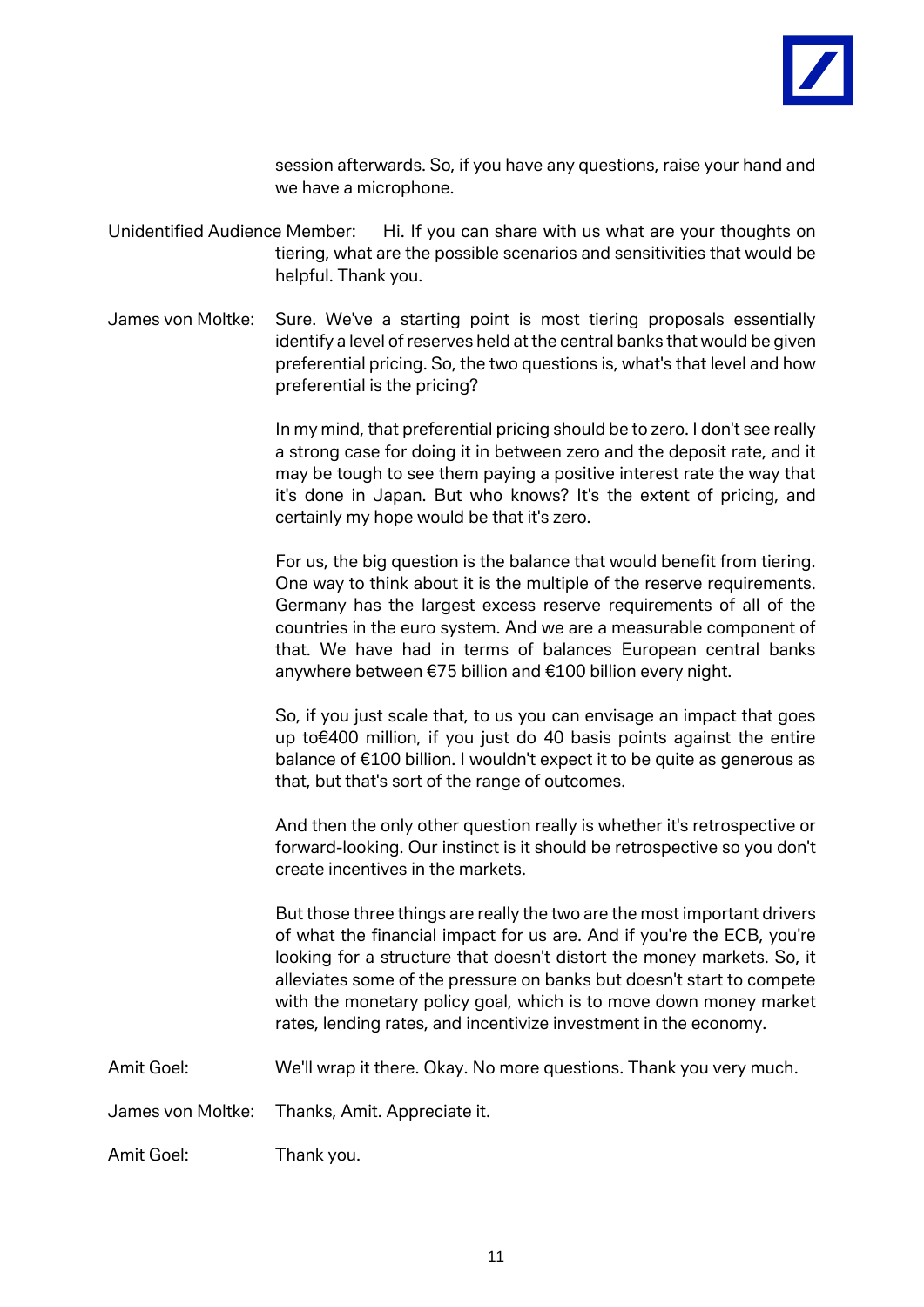session afterwards. So, if you have any questions, raise your hand and we have a microphone.

Unidentified Audience Member: Hi. If you can share with us what are your thoughts on tiering, what are the possible scenarios and sensitivities that would be helpful. Thank you.

James von Moltke: Sure. We've a starting point is most tiering proposals essentially identify a level of reserves held at the central banks that would be given preferential pricing. So, the two questions is, what's that level and how preferential is the pricing?

In my mind, that preferential pricing should be to zero. I don't see really a strong case for doing it in between zero and the deposit rate, and it may be tough to see them paying a positive interest rate the way that it's done in Japan. But who knows? It's the extent of pricing, and certainly my hope would be that it's zero.

For us, the big question is the balance that would benefit from tiering. One way to think about it is the multiple of the reserve requirements. Germany has the largest excess reserve requirements of all of the countries in the euro system. And we are a measurable component of that. We have had in terms of balances European central banks anywhere between €75 billion and €100 billion every night.

So, if you just scale that, to us you can envisage an impact that goes up to€400 million, if you just do 40 basis points against the entire balance of €100 billion. I wouldn't expect it to be quite as generous as that, but that's sort of the range of outcomes.

And then the only other question really is whether it's retrospective or forward-looking. Our instinct is it should be retrospective so you don't create incentives in the markets.

But those three things are really the two are the most important drivers of what the financial impact for us are. And if you're the ECB, you're looking for a structure that doesn't distort the money markets. So, it alleviates some of the pressure on banks but doesn't start to compete with the monetary policy goal, which is to move down money market rates, lending rates, and incentivize investment in the economy.

Amit Goel: We'll wrap it there. Okay. No more questions. Thank you very much.

James von Moltke: Thanks, Amit. Appreciate it.

Amit Goel: Thank you.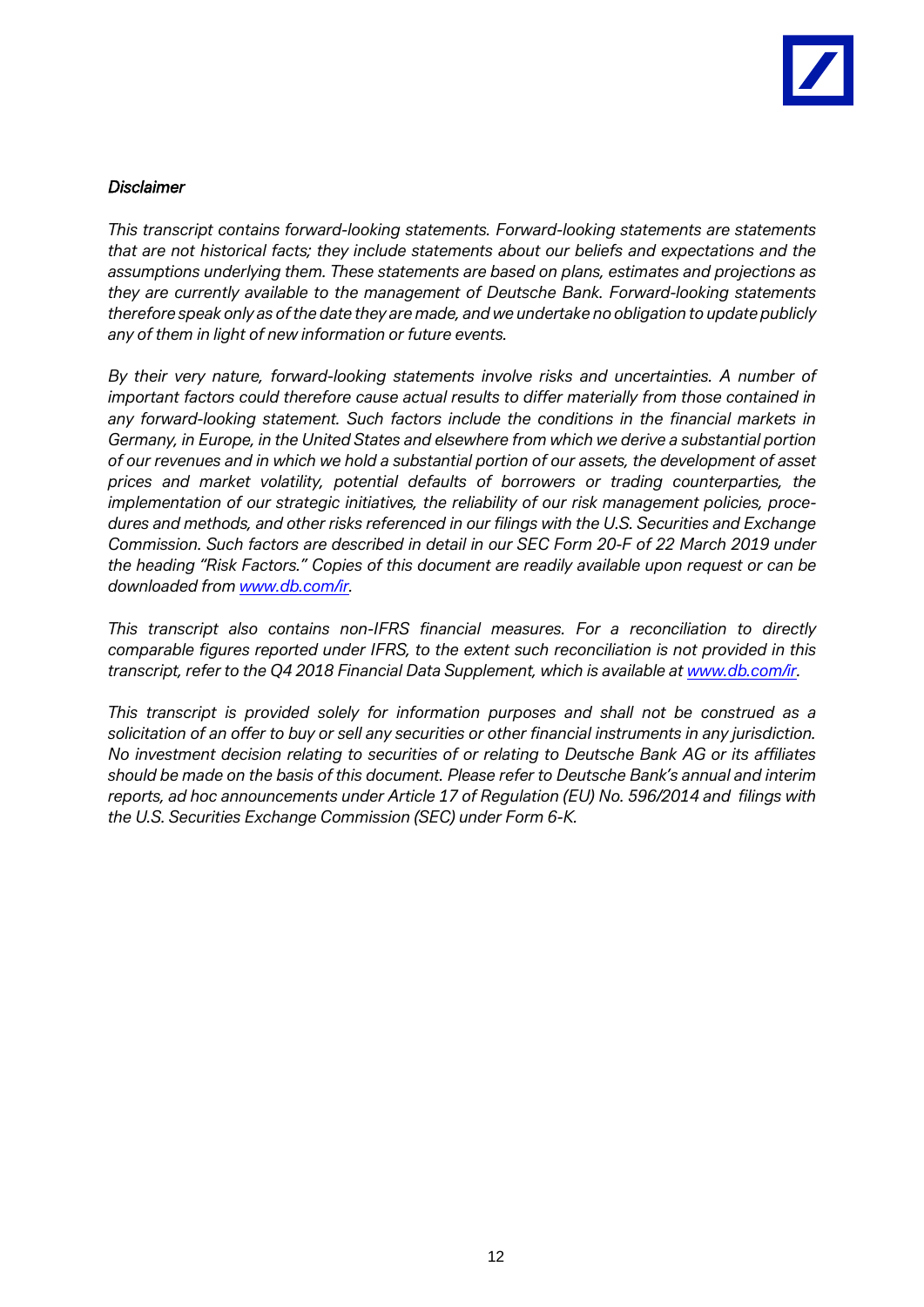*Disclaimer*

*This transcript contains forward-looking statements. Forward-looking statements are statements that are not historical facts; they include statements about our beliefs and expectations and the assumptions underlying them. These statements are based on plans, estimates and projections as they are currently available to the management of Deutsche Bank. Forward-looking statements therefore speak only as of the date they are made, and we undertake no obligation to update publicly any of them in light of new information or future events.*

*By their very nature, forward-looking statements involve risks and uncertainties. A number of important factors could therefore cause actual results to differ materially from those contained in any forward-looking statement. Such factors include the conditions in the financial markets in Germany, in Europe, in the United States and elsewhere from which we derive a substantial portion of our revenues and in which we hold a substantial portion of our assets, the development of asset prices and market volatility, potential defaults of borrowers or trading counterparties, the implementation of our strategic initiatives, the reliability of our risk management policies, procedures and methods, and other risks referenced in our filings with the U.S. Securities and Exchange Commission. Such factors are described in detail in our SEC Form 20-F of 22 March 2019 under the heading "Risk Factors." Copies of this document are readily available upon request or can be downloaded from [www.db.com/ir](http://www.db.com/ir).*

*This transcript also contains non-IFRS financial measures. For a reconciliation to directly comparable figures reported under IFRS, to the extent such reconciliation is not provided in this transcript, refer to the Q4 2018 Financial Data Supplement, which is available at [www.db.com/ir](http://www.db.com/ir).*

*This transcript is provided solely for information purposes and shall not be construed as a solicitation of an offer to buy or sell any securities or other financial instruments in any jurisdiction. No investment decision relating to securities of or relating to Deutsche Bank AG or its affiliates should be made on the basis of this document. Please refer to Deutsche Bank's annual and interim reports, ad hoc announcements under Article 17 of Regulation (EU) No. 596/2014 and filings with the U.S. Securities Exchange Commission (SEC) under Form 6-K.*